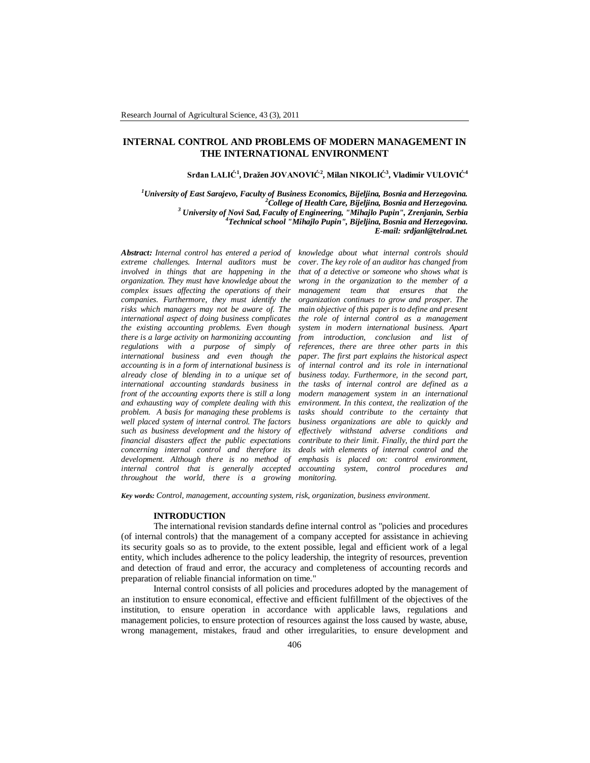# INTERNAL CONTROL AND PROBLEMS OF MODERN MANAGEMENT IN THE INTERNATIONAL ENVIRONMENT

**Srđan LALIĆ[1], Dražen JOVANOVIĆ[2], Milan NIKOLIĆ[3], Vladimir VULOVIĆ[4]**

*[1]University of East Sarajevo, Faculty of Business Economics, Bijeljina, Bosnia and Herzegovina.*
*[2]College of Health Care, Bijeljina, Bosnia and Herzegovina.*
*[3] University of Novi Sad, Faculty of Engineering, "Mihajlo Pupin", Zrenjanin, Serbia*
*[4]Technical school "Mihajlo Pupin", Bijeljina, Bosnia and Herzegovina.*
***E-mail: srdjanl@telrad.net.***

***Abstract:*** *Internal control has entered a period of extreme challenges. Internal auditors must be involved in things that are happening in the organization. They must have knowledge about the complex issues affecting the operations of their companies. Furthermore, they must identify the risks which managers may not be aware of. The international aspect of doing business complicates the existing accounting problems. Even though there is a large activity on harmonizing accounting regulations with a purpose of simply of international business and even though the accounting is in a form of international business is already close of blending in to a unique set of international accounting standards business in front of the accounting exports there is still a long and exhausting way of complete dealing with this problem. A basis for managing these problems is well placed system of internal control. The factors such as business development and the history of financial disasters affect the public expectations concerning internal control and therefore its development. Although there is no method of internal control that is generally accepted throughout the world, there is a growing knowledge about what internal controls should cover. The key role of an auditor has changed from that of a detective or someone who shows what is wrong in the organization to the member of a management team that ensures that the organization continues to grow and prosper. The main objective of this paper is to define and present the role of internal control as a management system in modern international business. Apart from introduction, conclusion and list of references, there are three other parts in this paper. The first part explains the historical aspect of internal control and its role in international business today. Furthermore, in the second part, the tasks of internal control are defined as a modern management system in an international environment. In this context, the realization of the tasks should contribute to the certainty that business organizations are able to quickly and effectively withstand adverse conditions and contribute to their limit. Finally, the third part the deals with elements of internal control and the emphasis is placed on: control environment, accounting system, control procedures and monitoring.*

***Key words:*** *Control, management, accounting system, risk, organization, business environment.*

## INTRODUCTION

The international revision standards define internal control as "policies and procedures (of internal controls) that the management of a company accepted for assistance in achieving its security goals so as to provide, to the extent possible, legal and efficient work of a legal entity, which includes adherence to the policy leadership, the integrity of resources, prevention and detection of fraud and error, the accuracy and completeness of accounting records and preparation of reliable financial information on time."

Internal control consists of all policies and procedures adopted by the management of an institution to ensure economical, effective and efficient fulfillment of the objectives of the institution, to ensure operation in accordance with applicable laws, regulations and management policies, to ensure protection of resources against the loss caused by waste, abuse, wrong management, mistakes, fraud and other irregularities, to ensure development and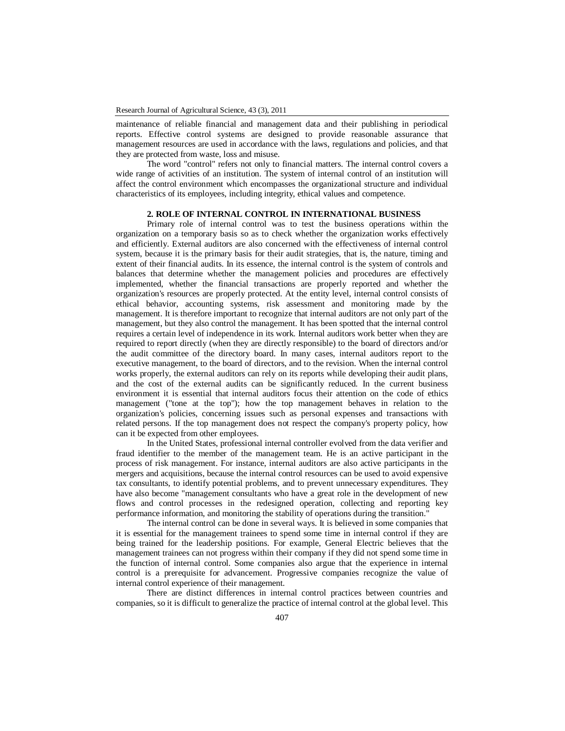maintenance of reliable financial and management data and their publishing in periodical reports. Effective control systems are designed to provide reasonable assurance that management resources are used in accordance with the laws, regulations and policies, and that they are protected from waste, loss and misuse.

The word "control" refers not only to financial matters. The internal control covers a wide range of activities of an institution. The system of internal control of an institution will affect the control environment which encompasses the organizational structure and individual characteristics of its employees, including integrity, ethical values and competence.

## 2. ROLE OF INTERNAL CONTROL IN INTERNATIONAL BUSINESS

Primary role of internal control was to test the business operations within the organization on a temporary basis so as to check whether the organization works effectively and efficiently. External auditors are also concerned with the effectiveness of internal control system, because it is the primary basis for their audit strategies, that is, the nature, timing and extent of their financial audits. In its essence, the internal control is the system of controls and balances that determine whether the management policies and procedures are effectively implemented, whether the financial transactions are properly reported and whether the organization's resources are properly protected. At the entity level, internal control consists of ethical behavior, accounting systems, risk assessment and monitoring made by the management. It is therefore important to recognize that internal auditors are not only part of the management, but they also control the management. It has been spotted that the internal control requires a certain level of independence in its work. Internal auditors work better when they are required to report directly (when they are directly responsible) to the board of directors and/or the audit committee of the directory board. In many cases, internal auditors report to the executive management, to the board of directors, and to the revision. When the internal control works properly, the external auditors can rely on its reports while developing their audit plans, and the cost of the external audits can be significantly reduced. In the current business environment it is essential that internal auditors focus their attention on the code of ethics management ("tone at the top"); how the top management behaves in relation to the organization's policies, concerning issues such as personal expenses and transactions with related persons. If the top management does not respect the company's property policy, how can it be expected from other employees.

In the United States, professional internal controller evolved from the data verifier and fraud identifier to the member of the management team. He is an active participant in the process of risk management. For instance, internal auditors are also active participants in the mergers and acquisitions, because the internal control resources can be used to avoid expensive tax consultants, to identify potential problems, and to prevent unnecessary expenditures. They have also become "management consultants who have a great role in the development of new flows and control processes in the redesigned operation, collecting and reporting key performance information, and monitoring the stability of operations during the transition."

The internal control can be done in several ways. It is believed in some companies that it is essential for the management trainees to spend some time in internal control if they are being trained for the leadership positions. For example, General Electric believes that the management trainees can not progress within their company if they did not spend some time in the function of internal control. Some companies also argue that the experience in internal control is a prerequisite for advancement. Progressive companies recognize the value of internal control experience of their management.

There are distinct differences in internal control practices between countries and companies, so it is difficult to generalize the practice of internal control at the global level. This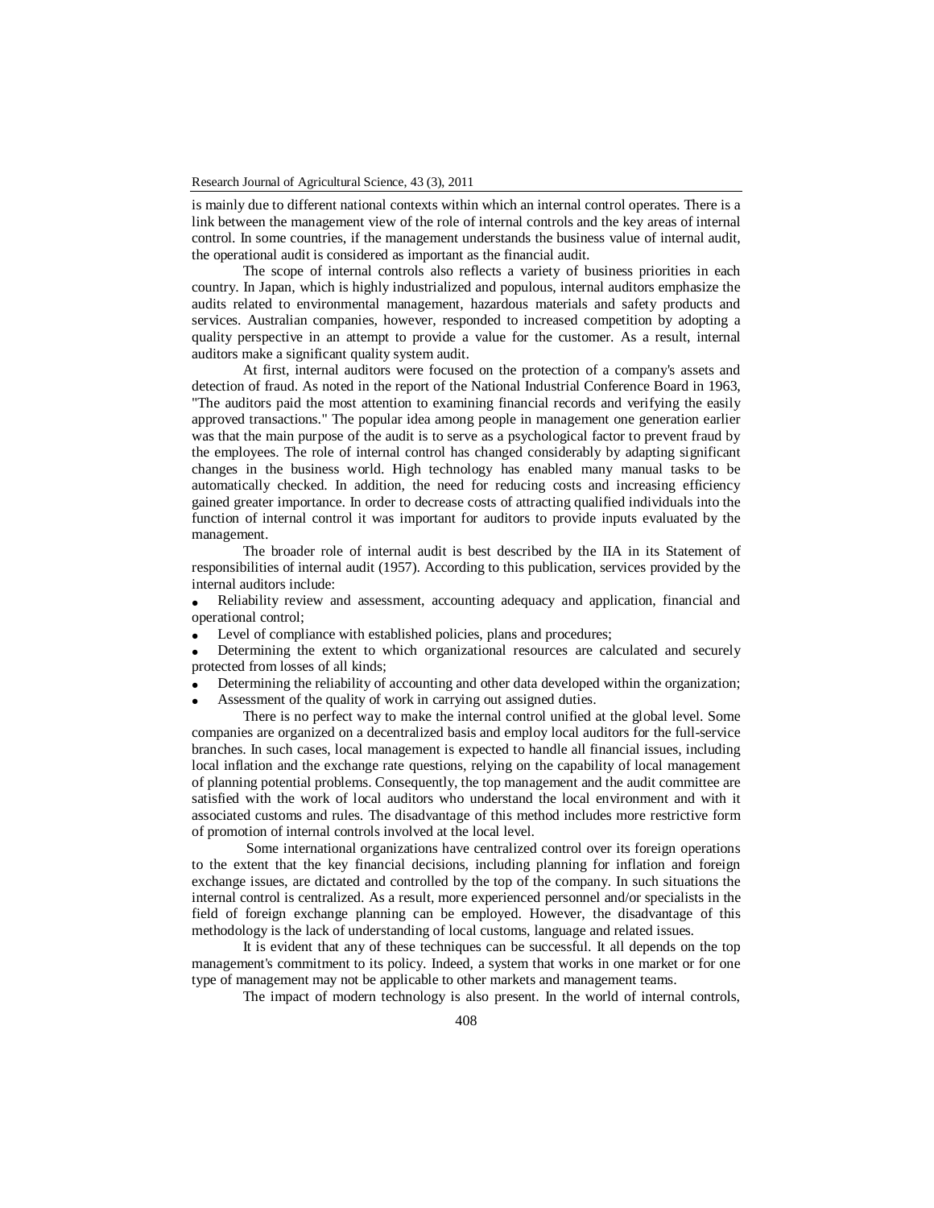is mainly due to different national contexts within which an internal control operates. There is a link between the management view of the role of internal controls and the key areas of internal control. In some countries, if the management understands the business value of internal audit, the operational audit is considered as important as the financial audit.

The scope of internal controls also reflects a variety of business priorities in each country. In Japan, which is highly industrialized and populous, internal auditors emphasize the audits related to environmental management, hazardous materials and safety products and services. Australian companies, however, responded to increased competition by adopting a quality perspective in an attempt to provide a value for the customer. As a result, internal auditors make a significant quality system audit.

At first, internal auditors were focused on the protection of a company's assets and detection of fraud. As noted in the report of the National Industrial Conference Board in 1963, "The auditors paid the most attention to examining financial records and verifying the easily approved transactions." The popular idea among people in management one generation earlier was that the main purpose of the audit is to serve as a psychological factor to prevent fraud by the employees. The role of internal control has changed considerably by adapting significant changes in the business world. High technology has enabled many manual tasks to be automatically checked. In addition, the need for reducing costs and increasing efficiency gained greater importance. In order to decrease costs of attracting qualified individuals into the function of internal control it was important for auditors to provide inputs evaluated by the management.

The broader role of internal audit is best described by the IIA in its Statement of responsibilities of internal audit (1957). According to this publication, services provided by the internal auditors include:

- Reliability review and assessment, accounting adequacy and application, financial and operational control;
- Level of compliance with established policies, plans and procedures;
- Determining the extent to which organizational resources are calculated and securely protected from losses of all kinds;
- Determining the reliability of accounting and other data developed within the organization;
- Assessment of the quality of work in carrying out assigned duties.

There is no perfect way to make the internal control unified at the global level. Some companies are organized on a decentralized basis and employ local auditors for the full-service branches. In such cases, local management is expected to handle all financial issues, including local inflation and the exchange rate questions, relying on the capability of local management of planning potential problems. Consequently, the top management and the audit committee are satisfied with the work of local auditors who understand the local environment and with it associated customs and rules. The disadvantage of this method includes more restrictive form of promotion of internal controls involved at the local level.

Some international organizations have centralized control over its foreign operations to the extent that the key financial decisions, including planning for inflation and foreign exchange issues, are dictated and controlled by the top of the company. In such situations the internal control is centralized. As a result, more experienced personnel and/or specialists in the field of foreign exchange planning can be employed. However, the disadvantage of this methodology is the lack of understanding of local customs, language and related issues.

It is evident that any of these techniques can be successful. It all depends on the top management's commitment to its policy. Indeed, a system that works in one market or for one type of management may not be applicable to other markets and management teams.

The impact of modern technology is also present. In the world of internal controls,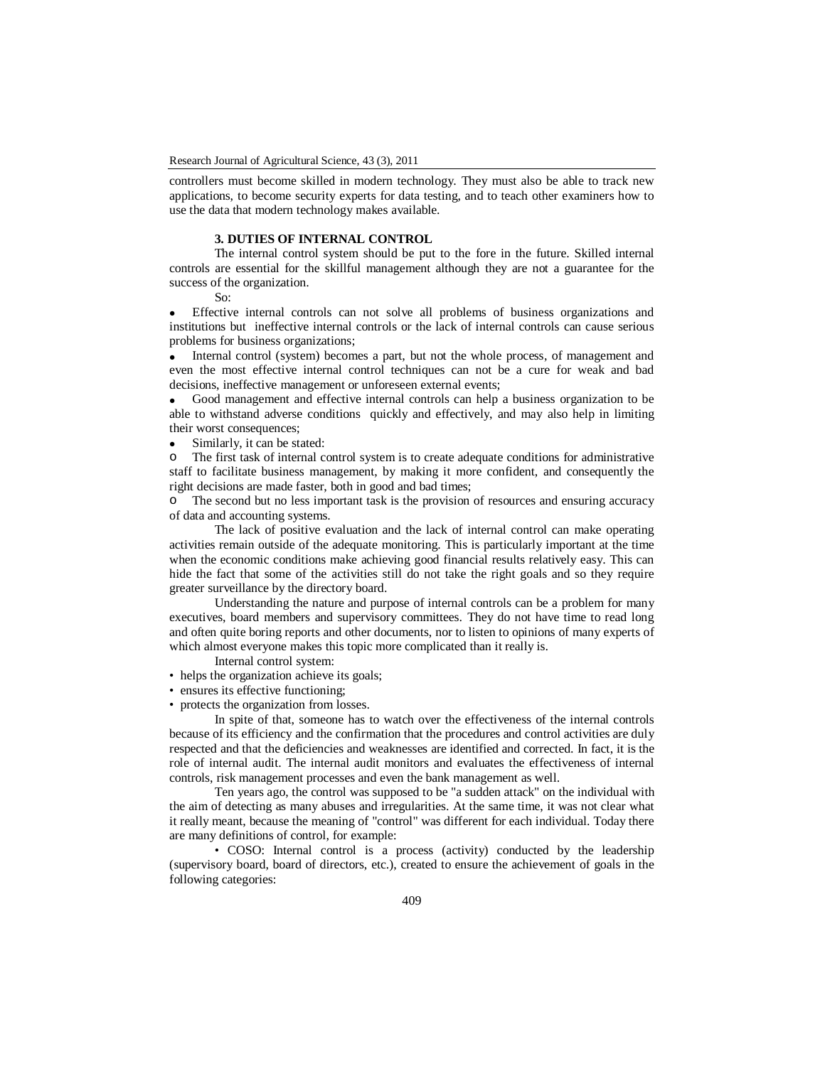controllers must become skilled in modern technology. They must also be able to track new applications, to become security experts for data testing, and to teach other examiners how to use the data that modern technology makes available.

## 3. DUTIES OF INTERNAL CONTROL

The internal control system should be put to the fore in the future. Skilled internal controls are essential for the skillful management although they are not a guarantee for the success of the organization.

So:

- Effective internal controls can not solve all problems of business organizations and institutions but ineffective internal controls or the lack of internal controls can cause serious problems for business organizations;
- Internal control (system) becomes a part, but not the whole process, of management and even the most effective internal control techniques can not be a cure for weak and bad decisions, ineffective management or unforeseen external events;
- Good management and effective internal controls can help a business organization to be able to withstand adverse conditions quickly and effectively, and may also help in limiting their worst consequences;
- Similarly, it can be stated:
  - The first task of internal control system is to create adequate conditions for administrative staff to facilitate business management, by making it more confident, and consequently the right decisions are made faster, both in good and bad times;
  - The second but no less important task is the provision of resources and ensuring accuracy of data and accounting systems.

The lack of positive evaluation and the lack of internal control can make operating activities remain outside of the adequate monitoring. This is particularly important at the time when the economic conditions make achieving good financial results relatively easy. This can hide the fact that some of the activities still do not take the right goals and so they require greater surveillance by the directory board.

Understanding the nature and purpose of internal controls can be a problem for many executives, board members and supervisory committees. They do not have time to read long and often quite boring reports and other documents, nor to listen to opinions of many experts of which almost everyone makes this topic more complicated than it really is.

Internal control system:

- helps the organization achieve its goals;
- ensures its effective functioning;
- protects the organization from losses.

In spite of that, someone has to watch over the effectiveness of the internal controls because of its efficiency and the confirmation that the procedures and control activities are duly respected and that the deficiencies and weaknesses are identified and corrected. In fact, it is the role of internal audit. The internal audit monitors and evaluates the effectiveness of internal controls, risk management processes and even the bank management as well.

Ten years ago, the control was supposed to be "a sudden attack" on the individual with the aim of detecting as many abuses and irregularities. At the same time, it was not clear what it really meant, because the meaning of "control" was different for each individual. Today there are many definitions of control, for example:

- COSO: Internal control is a process (activity) conducted by the leadership (supervisory board, board of directors, etc.), created to ensure the achievement of goals in the following categories: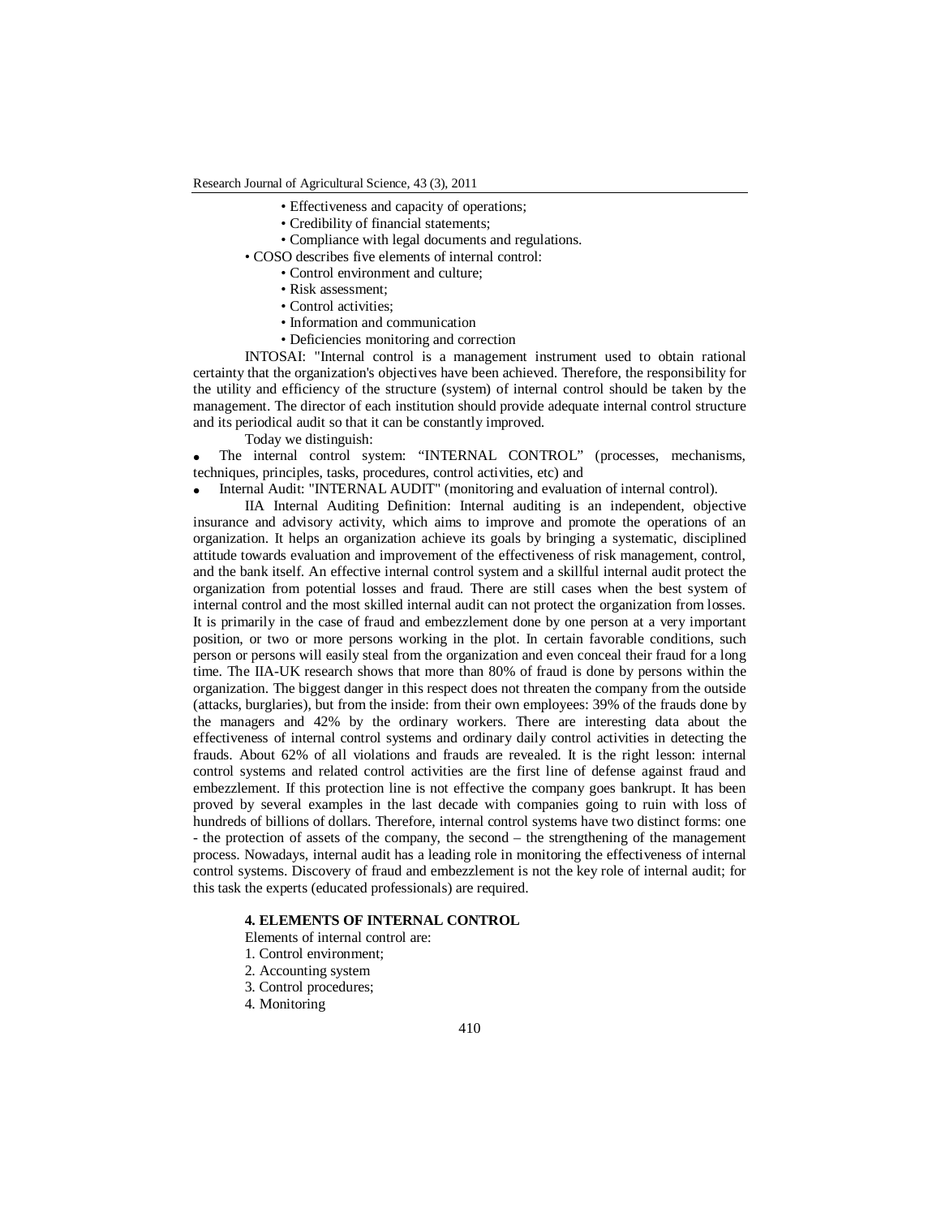- Effectiveness and capacity of operations;
- Credibility of financial statements;
- Compliance with legal documents and regulations.

- COSO describes five elements of internal control:
  - Control environment and culture;
  - Risk assessment;
  - Control activities;
  - Information and communication
  - Deficiencies monitoring and correction

INTOSAI: "Internal control is a management instrument used to obtain rational certainty that the organization's objectives have been achieved. Therefore, the responsibility for the utility and efficiency of the structure (system) of internal control should be taken by the management. The director of each institution should provide adequate internal control structure and its periodical audit so that it can be constantly improved.

Today we distinguish:

- The internal control system: "INTERNAL CONTROL" (processes, mechanisms, techniques, principles, tasks, procedures, control activities, etc) and
- Internal Audit: "INTERNAL AUDIT" (monitoring and evaluation of internal control).

IIA Internal Auditing Definition: Internal auditing is an independent, objective insurance and advisory activity, which aims to improve and promote the operations of an organization. It helps an organization achieve its goals by bringing a systematic, disciplined attitude towards evaluation and improvement of the effectiveness of risk management, control, and the bank itself. An effective internal control system and a skillful internal audit protect the organization from potential losses and fraud. There are still cases when the best system of internal control and the most skilled internal audit can not protect the organization from losses. It is primarily in the case of fraud and embezzlement done by one person at a very important position, or two or more persons working in the plot. In certain favorable conditions, such person or persons will easily steal from the organization and even conceal their fraud for a long time. The IIA-UK research shows that more than 80% of fraud is done by persons within the organization. The biggest danger in this respect does not threaten the company from the outside (attacks, burglaries), but from the inside: from their own employees: 39% of the frauds done by the managers and 42% by the ordinary workers. There are interesting data about the effectiveness of internal control systems and ordinary daily control activities in detecting the frauds. About 62% of all violations and frauds are revealed. It is the right lesson: internal control systems and related control activities are the first line of defense against fraud and embezzlement. If this protection line is not effective the company goes bankrupt. It has been proved by several examples in the last decade with companies going to ruin with loss of hundreds of billions of dollars. Therefore, internal control systems have two distinct forms: one - the protection of assets of the company, the second – the strengthening of the management process. Nowadays, internal audit has a leading role in monitoring the effectiveness of internal control systems. Discovery of fraud and embezzlement is not the key role of internal audit; for this task the experts (educated professionals) are required.

## 4. ELEMENTS OF INTERNAL CONTROL

Elements of internal control are:

1. Control environment;
2. Accounting system
3. Control procedures;
4. Monitoring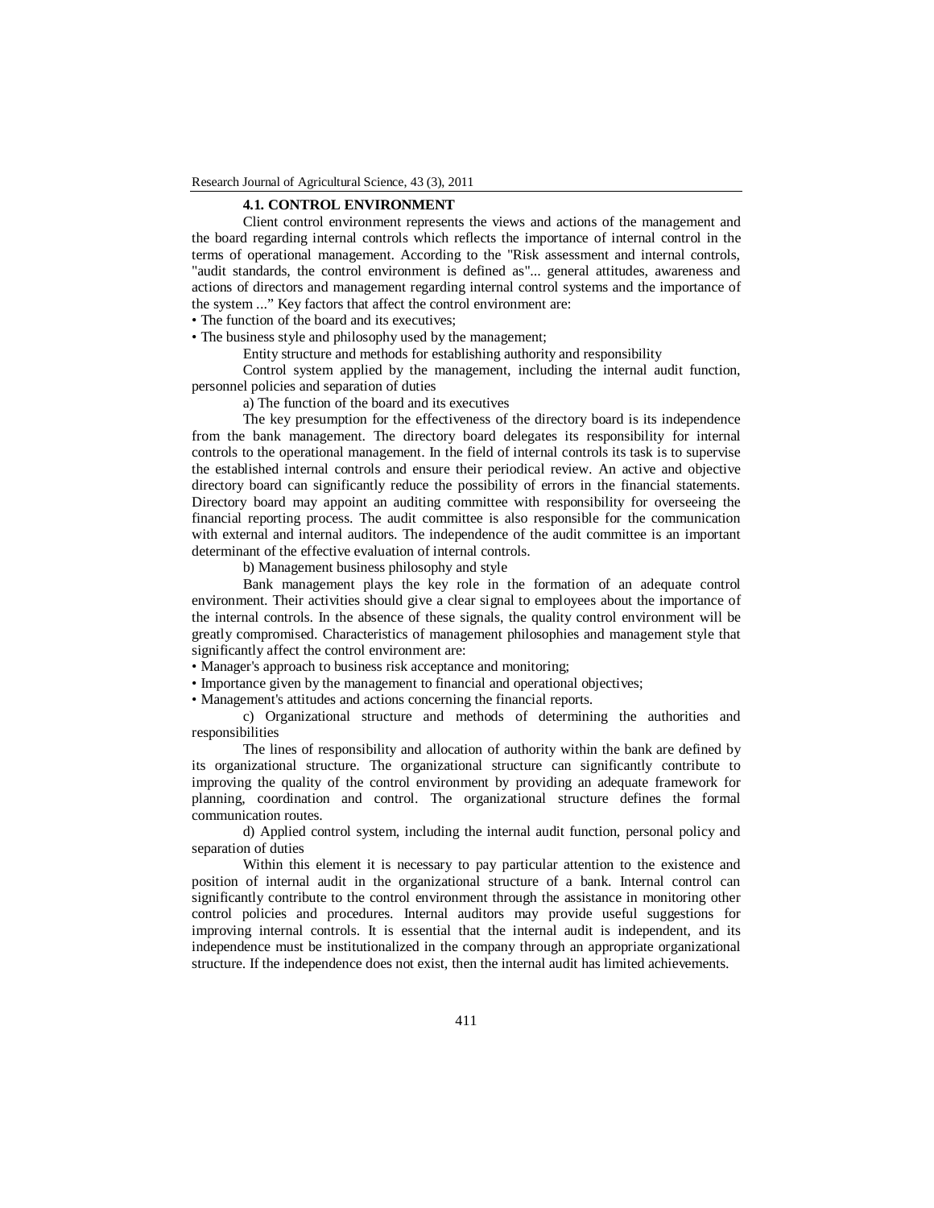### 4.1. CONTROL ENVIRONMENT

Client control environment represents the views and actions of the management and the board regarding internal controls which reflects the importance of internal control in the terms of operational management. According to the "Risk assessment and internal controls, "audit standards, the control environment is defined as"... general attitudes, awareness and actions of directors and management regarding internal control systems and the importance of the system ..." Key factors that affect the control environment are:

• The function of the board and its executives;

• The business style and philosophy used by the management;

Entity structure and methods for establishing authority and responsibility

Control system applied by the management, including the internal audit function, personnel policies and separation of duties

a) The function of the board and its executives

The key presumption for the effectiveness of the directory board is its independence from the bank management. The directory board delegates its responsibility for internal controls to the operational management. In the field of internal controls its task is to supervise the established internal controls and ensure their periodical review. An active and objective directory board can significantly reduce the possibility of errors in the financial statements. Directory board may appoint an auditing committee with responsibility for overseeing the financial reporting process. The audit committee is also responsible for the communication with external and internal auditors. The independence of the audit committee is an important determinant of the effective evaluation of internal controls.

b) Management business philosophy and style

Bank management plays the key role in the formation of an adequate control environment. Their activities should give a clear signal to employees about the importance of the internal controls. In the absence of these signals, the quality control environment will be greatly compromised. Characteristics of management philosophies and management style that significantly affect the control environment are:

• Manager's approach to business risk acceptance and monitoring;

• Importance given by the management to financial and operational objectives;

• Management's attitudes and actions concerning the financial reports.

c) Organizational structure and methods of determining the authorities and responsibilities

The lines of responsibility and allocation of authority within the bank are defined by its organizational structure. The organizational structure can significantly contribute to improving the quality of the control environment by providing an adequate framework for planning, coordination and control. The organizational structure defines the formal communication routes.

d) Applied control system, including the internal audit function, personal policy and separation of duties

Within this element it is necessary to pay particular attention to the existence and position of internal audit in the organizational structure of a bank. Internal control can significantly contribute to the control environment through the assistance in monitoring other control policies and procedures. Internal auditors may provide useful suggestions for improving internal controls. It is essential that the internal audit is independent, and its independence must be institutionalized in the company through an appropriate organizational structure. If the independence does not exist, then the internal audit has limited achievements.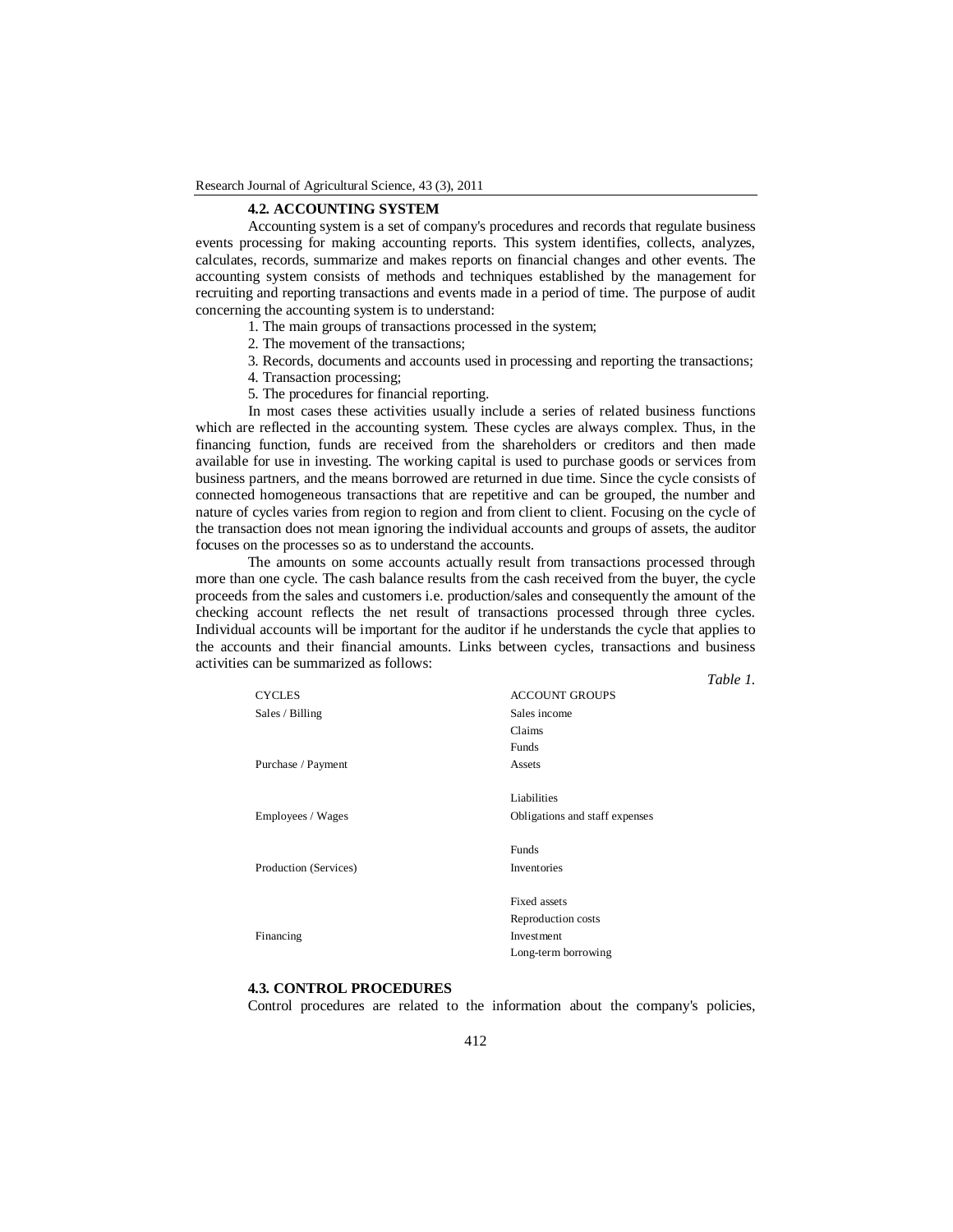### 4.2. ACCOUNTING SYSTEM

Accounting system is a set of company's procedures and records that regulate business events processing for making accounting reports. This system identifies, collects, analyzes, calculates, records, summarize and makes reports on financial changes and other events. The accounting system consists of methods and techniques established by the management for recruiting and reporting transactions and events made in a period of time. The purpose of audit concerning the accounting system is to understand:

1. The main groups of transactions processed in the system;
2. The movement of the transactions;
3. Records, documents and accounts used in processing and reporting the transactions;
4. Transaction processing;
5. The procedures for financial reporting.

In most cases these activities usually include a series of related business functions which are reflected in the accounting system. These cycles are always complex. Thus, in the financing function, funds are received from the shareholders or creditors and then made available for use in investing. The working capital is used to purchase goods or services from business partners, and the means borrowed are returned in due time. Since the cycle consists of connected homogeneous transactions that are repetitive and can be grouped, the number and nature of cycles varies from region to region and from client to client. Focusing on the cycle of the transaction does not mean ignoring the individual accounts and groups of assets, the auditor focuses on the processes so as to understand the accounts.

The amounts on some accounts actually result from transactions processed through more than one cycle. The cash balance results from the cash received from the buyer, the cycle proceeds from the sales and customers i.e. production/sales and consequently the amount of the checking account reflects the net result of transactions processed through three cycles. Individual accounts will be important for the auditor if he understands the cycle that applies to the accounts and their financial amounts. Links between cycles, transactions and business activities can be summarized as follows:

*Table 1.*

| CYCLES | ACCOUNT GROUPS |
|---|---|
| Sales / Billing | Sales income |
| | Claims |
| | Funds |
| Purchase / Payment | Assets |
| | Liabilities |
| Employees / Wages | Obligations and staff expenses |
| | Funds |
| Production (Services) | Inventories |
| | Fixed assets |
| | Reproduction costs |
| Financing | Investment |
| | Long-term borrowing |

### 4.3. CONTROL PROCEDURES

Control procedures are related to the information about the company's policies,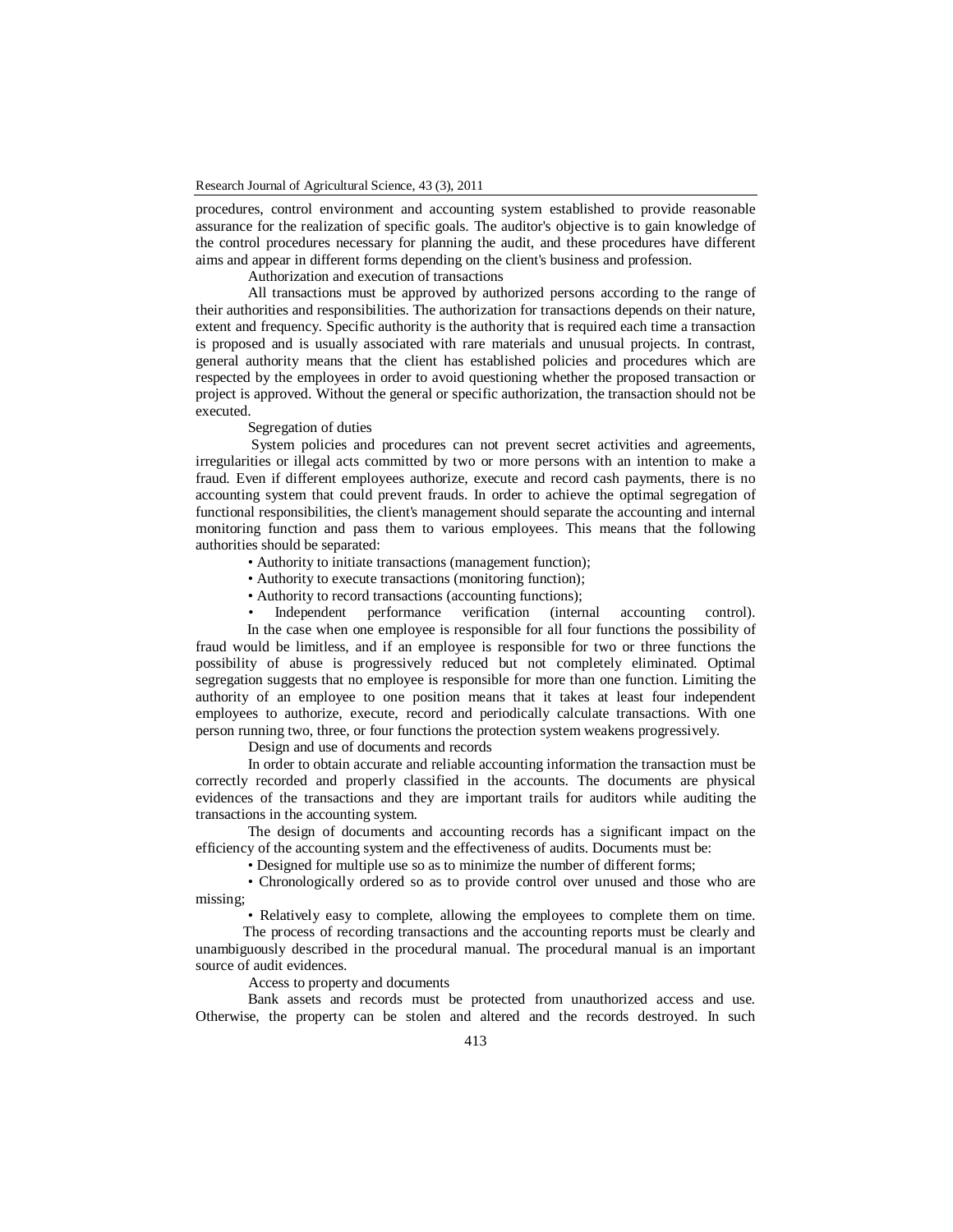procedures, control environment and accounting system established to provide reasonable assurance for the realization of specific goals. The auditor's objective is to gain knowledge of the control procedures necessary for planning the audit, and these procedures have different aims and appear in different forms depending on the client's business and profession.

Authorization and execution of transactions

All transactions must be approved by authorized persons according to the range of their authorities and responsibilities. The authorization for transactions depends on their nature, extent and frequency. Specific authority is the authority that is required each time a transaction is proposed and is usually associated with rare materials and unusual projects. In contrast, general authority means that the client has established policies and procedures which are respected by the employees in order to avoid questioning whether the proposed transaction or project is approved. Without the general or specific authorization, the transaction should not be executed.

Segregation of duties

System policies and procedures can not prevent secret activities and agreements, irregularities or illegal acts committed by two or more persons with an intention to make a fraud. Even if different employees authorize, execute and record cash payments, there is no accounting system that could prevent frauds. In order to achieve the optimal segregation of functional responsibilities, the client's management should separate the accounting and internal monitoring function and pass them to various employees. This means that the following authorities should be separated:

- Authority to initiate transactions (management function);
- Authority to execute transactions (monitoring function);
- Authority to record transactions (accounting functions);
- Independent performance verification (internal accounting control).

In the case when one employee is responsible for all four functions the possibility of fraud would be limitless, and if an employee is responsible for two or three functions the possibility of abuse is progressively reduced but not completely eliminated. Optimal segregation suggests that no employee is responsible for more than one function. Limiting the authority of an employee to one position means that it takes at least four independent employees to authorize, execute, record and periodically calculate transactions. With one person running two, three, or four functions the protection system weakens progressively.

Design and use of documents and records

In order to obtain accurate and reliable accounting information the transaction must be correctly recorded and properly classified in the accounts. The documents are physical evidences of the transactions and they are important trails for auditors while auditing the transactions in the accounting system.

The design of documents and accounting records has a significant impact on the efficiency of the accounting system and the effectiveness of audits. Documents must be:

- Designed for multiple use so as to minimize the number of different forms;
- Chronologically ordered so as to provide control over unused and those who are missing;
- Relatively easy to complete, allowing the employees to complete them on time.

The process of recording transactions and the accounting reports must be clearly and unambiguously described in the procedural manual. The procedural manual is an important source of audit evidences.

Access to property and documents

Bank assets and records must be protected from unauthorized access and use. Otherwise, the property can be stolen and altered and the records destroyed. In such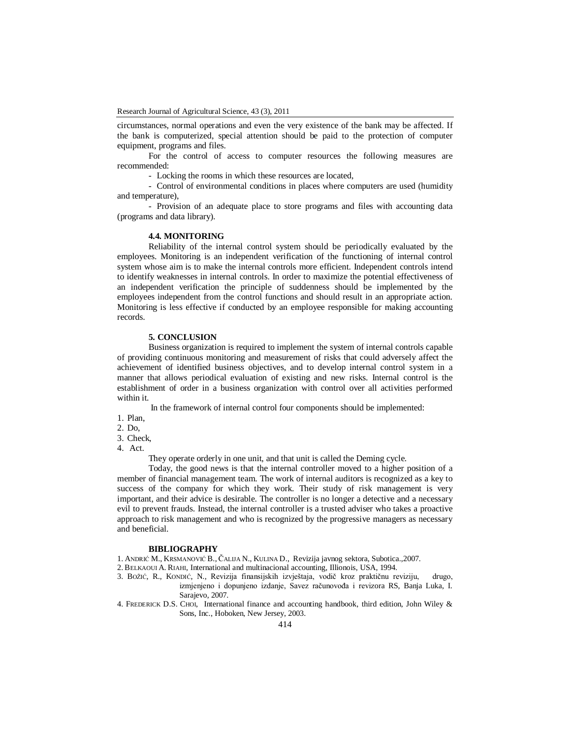circumstances, normal operations and even the very existence of the bank may be affected. If the bank is computerized, special attention should be paid to the protection of computer equipment, programs and files.

For the control of access to computer resources the following measures are recommended:

- Locking the rooms in which these resources are located,
- Control of environmental conditions in places where computers are used (humidity and temperature),
- Provision of an adequate place to store programs and files with accounting data (programs and data library).

### 4.4. MONITORING

Reliability of the internal control system should be periodically evaluated by the employees. Monitoring is an independent verification of the functioning of internal control system whose aim is to make the internal controls more efficient. Independent controls intend to identify weaknesses in internal controls. In order to maximize the potential effectiveness of an independent verification the principle of suddenness should be implemented by the employees independent from the control functions and should result in an appropriate action. Monitoring is less effective if conducted by an employee responsible for making accounting records.

## 5. CONCLUSION

Business organization is required to implement the system of internal controls capable of providing continuous monitoring and measurement of risks that could adversely affect the achievement of identified business objectives, and to develop internal control system in a manner that allows periodical evaluation of existing and new risks. Internal control is the establishment of order in a business organization with control over all activities performed within it.

In the framework of internal control four components should be implemented:

1. Plan,
2. Do,
3. Check,
4. Act.

They operate orderly in one unit, and that unit is called the Deming cycle.

Today, the good news is that the internal controller moved to a higher position of a member of financial management team. The work of internal auditors is recognized as a key to success of the company for which they work. Their study of risk management is very important, and their advice is desirable. The controller is no longer a detective and a necessary evil to prevent frauds. Instead, the internal controller is a trusted adviser who takes a proactive approach to risk management and who is recognized by the progressive managers as necessary and beneficial.

## BIBLIOGRAPHY

1. ANDRIĆ M., KRSMANOVIĆ B., ČALIJA N., KULINA D., Revizija javnog sektora, Subotica.,2007.
2. BELKAOUI A. RIAHI, International and multinacional accounting, Illionois, USA, 1994.
3. BOŽIĆ, R., KONDIĆ, N., Revizija finansijskih izvještaja, vodič kroz praktičnu reviziju, drugo, izmjenjeno i dopunjeno izdanje, Savez računovođa i revizora RS, Banja Luka, I. Sarajevo, 2007.
4. FREDERICK D.S. CHOI, International finance and accounting handbook, third edition, John Wiley & Sons, Inc., Hoboken, New Jersey, 2003.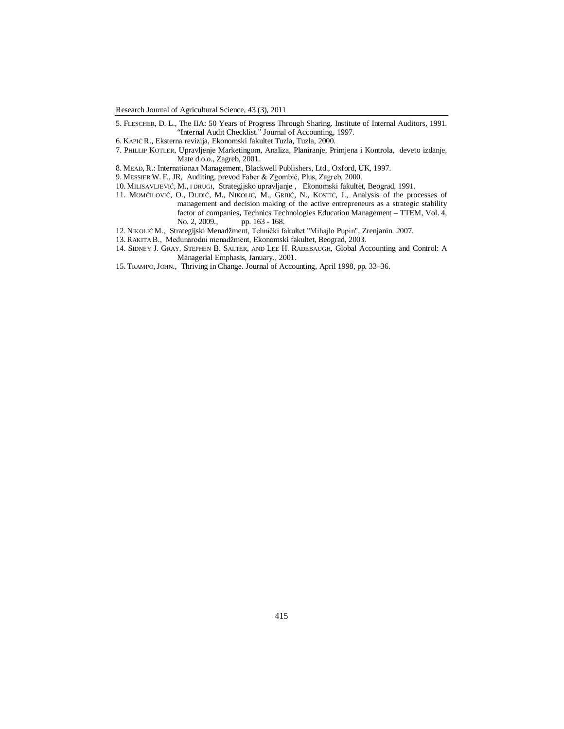5. FLESCHER, D. L., The IIA: 50 Years of Progress Through Sharing. Institute of Internal Auditors, 1991. "Internal Audit Checklist." Journal of Accounting, 1997.

6. KAPIĆ R., Eksterna revizija, Ekonomski fakultet Tuzla, Tuzla, 2000.

7. PHILLIP KOTLER, Upravljenje Marketingom, Analiza, Planiranje, Primjena i Kontrola, deveto izdanje, Mate d.o.o., Zagreb, 2001.

8. MEAD, R.: Internationaл Management, Blackwell Publishers, Ltd., Oxford, UK, 1997.

9. MESSIER W. F., JR, Auditing, prevod Faber & Zgombić, Plus, Zagreb, 2000.

10. MILISAVLJEVIĆ, M., I DRUGI, Strategijsko upravljanje , Ekonomski fakultet, Beograd, 1991.

11. MOMČILOVIĆ, O., DUDIĆ, M., NIKOLIĆ, M., GRBIĆ, N., KOSTIĆ, I., Analysis of the processes of management and decision making of the active entrepreneurs as a strategic stability factor of companies**,** Technics Technologies Education Management – TTEM, Vol. 4, No. 2, 2009., pp. 163 - 168.

12. NIKOLIĆ M., Strategijski Menadžment, Tehnički fakultet "Mihajlo Pupin", Zrenjanin. 2007.

13. RAKITA B., Međunarodni menadžment, Ekonomski fakultet, Beograd, 2003.

14. SIDNEY J. GRAY, STEPHEN B. SALTER, AND LEE H. RADEBAUGH, Global Accounting and Control: A Managerial Emphasis, January., 2001.

15. TRAMPO, JOHN., Thriving in Change. Journal of Accounting, April 1998, pp. 33–36.